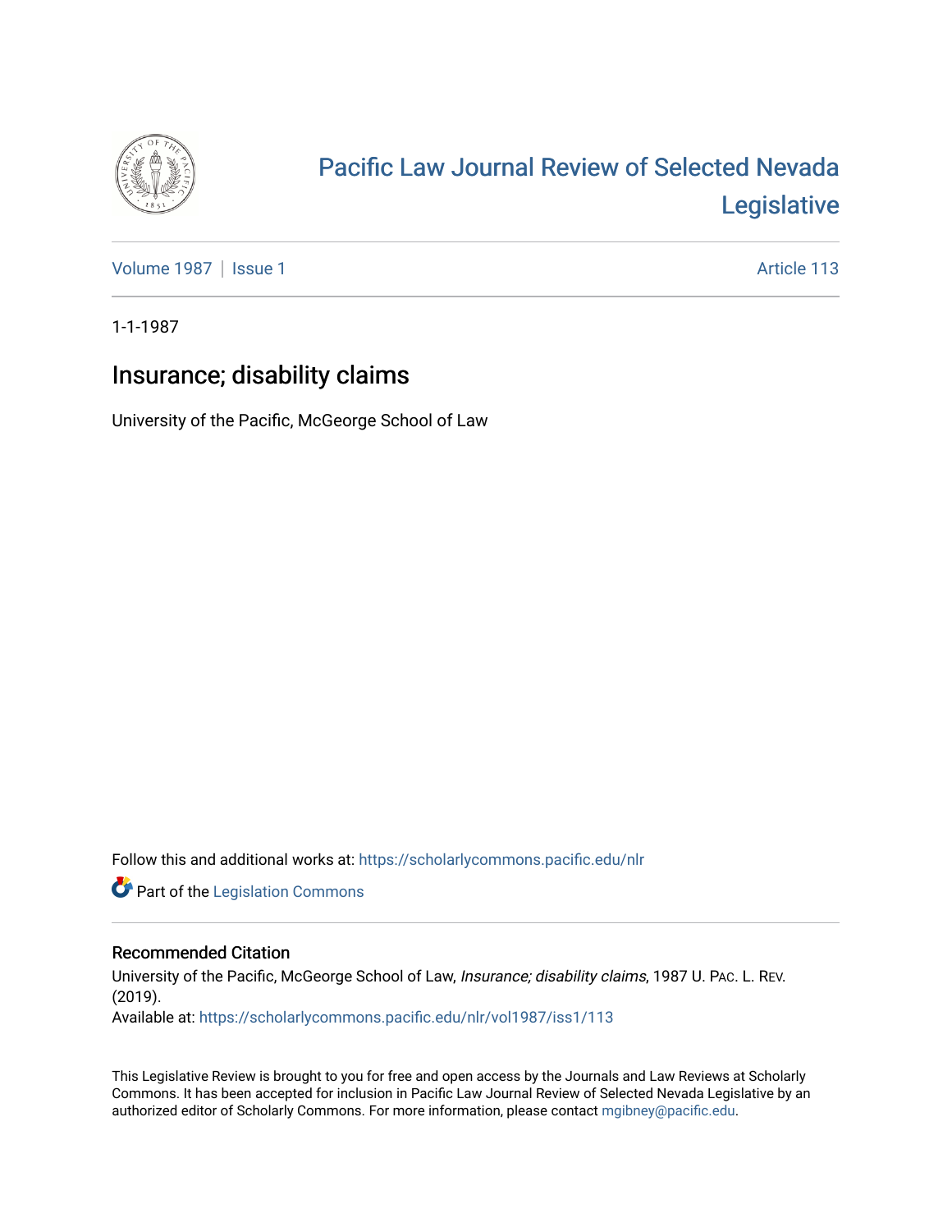# Pacific Law Journal Review of Selected Nevada Legislative

Volume 1987 | Issue 1 Article 113

1-1-1987

## Insurance; disability claims

University of the Pacific, McGeorge School of Law

Follow this and additional works at: https://scholarlycommons.pacific.edu/nlr

Part of the Legislation Commons

### Recommended Citation

University of the Pacific, McGeorge School of Law, *Insurance; disability claims*, 1987 U. PAC. L. REV. (2019).
Available at: https://scholarlycommons.pacific.edu/nlr/vol1987/iss1/113

This Legislative Review is brought to you for free and open access by the Journals and Law Reviews at Scholarly Commons. It has been accepted for inclusion in Pacific Law Journal Review of Selected Nevada Legislative by an authorized editor of Scholarly Commons. For more information, please contact mgibney@pacific.edu.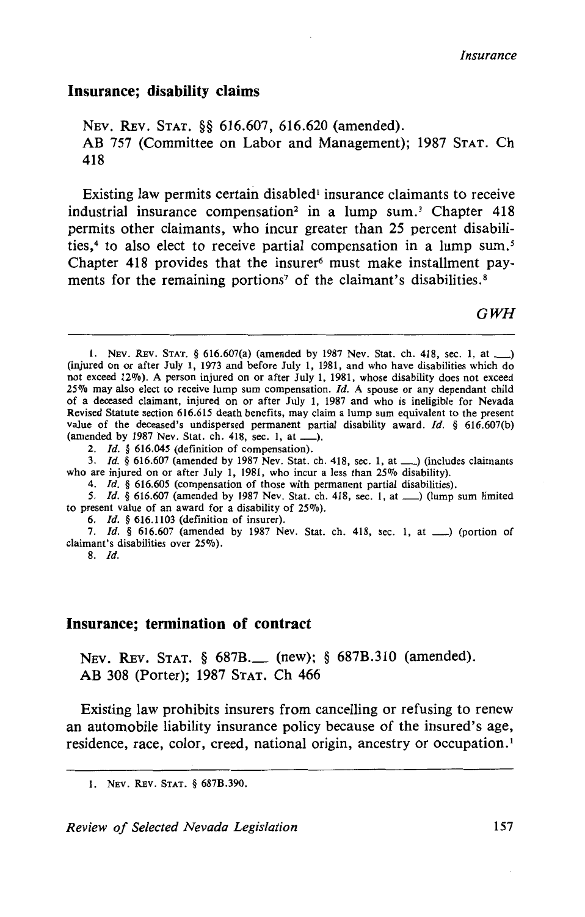## Insurance; disability claims

NEV. REV. STAT. §§ 616.607, 616.620 (amended).
AB 757 (Committee on Labor and Management); 1987 STAT. Ch 418

Existing law permits certain disabled[1] insurance claimants to receive industrial insurance compensation[2] in a lump sum.[3] Chapter 418 permits other claimants, who incur greater than 25 percent disabilities,[4] to also elect to receive partial compensation in a lump sum.[5] Chapter 418 provides that the insurer[6] must make installment payments for the remaining portions[7] of the claimant's disabilities.[8]

*GWH*

---

1. NEV. REV. STAT. § 616.607(a) (amended by 1987 Nev. Stat. ch. 418, sec. 1, at ___) (injured on or after July 1, 1973 and before July 1, 1981, and who have disabilities which do not exceed 12%). A person injured on or after July 1, 1981, whose disability does not exceed 25% may also elect to receive lump sum compensation. *Id.* A spouse or any dependant child of a deceased claimant, injured on or after July 1, 1987 and who is ineligible for Nevada Revised Statute section 616.615 death benefits, may claim a lump sum equivalent to the present value of the deceased's undispersed permanent partial disability award. *Id.* § 616.607(b) (amended by 1987 Nev. Stat. ch. 418, sec. 1, at ___).
2. *Id.* § 616.045 (definition of compensation).
3. *Id.* § 616.607 (amended by 1987 Nev. Stat. ch. 418, sec. 1, at ___) (includes claimants who are injured on or after July 1, 1981, who incur a less than 25% disability).
4. *Id.* § 616.605 (compensation of those with permanent partial disabilities).
5. *Id.* § 616.607 (amended by 1987 Nev. Stat. ch. 418, sec. 1, at ___) (lump sum limited to present value of an award for a disability of 25%).
6. *Id.* § 616.1103 (definition of insurer).
7. *Id.* § 616.607 (amended by 1987 Nev. Stat. ch. 418, sec. 1, at ___) (portion of claimant's disabilities over 25%).
8. *Id.*

## Insurance; termination of contract

NEV. REV. STAT. § 687B.___ (new); § 687B.310 (amended).
AB 308 (Porter); 1987 STAT. Ch 466

Existing law prohibits insurers from cancelling or refusing to renew an automobile liability insurance policy because of the insured's age, residence, race, color, creed, national origin, ancestry or occupation.[1]

---

1. NEV. REV. STAT. § 687B.390.